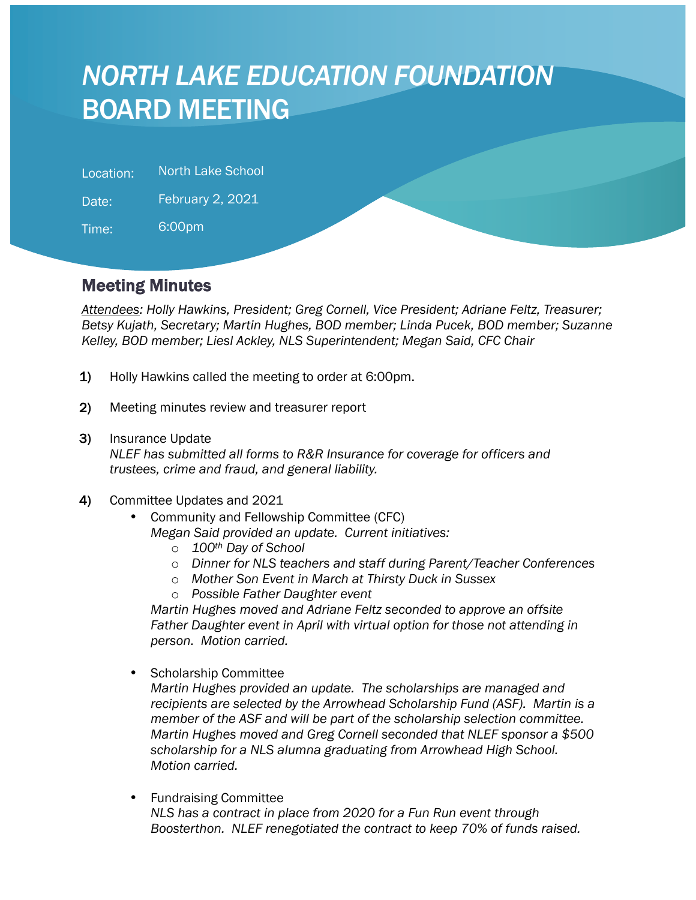# *NORTH LAKE EDUCATION FOUNDATION*
# BOARD MEETING

Location: North Lake School

Date: February 2, 2021

Time: 6:00pm

## Meeting Minutes

*Attendees: Holly Hawkins, President; Greg Cornell, Vice President; Adriane Feltz, Treasurer; Betsy Kujath, Secretary; Martin Hughes, BOD member; Linda Pucek, BOD member; Suzanne Kelley, BOD member; Liesl Ackley, NLS Superintendent; Megan Said, CFC Chair*

1) Holly Hawkins called the meeting to order at 6:00pm.

2) Meeting minutes review and treasurer report

3) Insurance Update
   *NLEF has submitted all forms to R&R Insurance for coverage for officers and trustees, crime and fraud, and general liability.*

4) Committee Updates and 2021
   - Community and Fellowship Committee (CFC)
     *Megan Said provided an update. Current initiatives:*
     - *100th Day of School*
     - *Dinner for NLS teachers and staff during Parent/Teacher Conferences*
     - *Mother Son Event in March at Thirsty Duck in Sussex*
     - *Possible Father Daughter event*

     *Martin Hughes moved and Adriane Feltz seconded to approve an offsite Father Daughter event in April with virtual option for those not attending in person. Motion carried.*

   - Scholarship Committee
     *Martin Hughes provided an update. The scholarships are managed and recipients are selected by the Arrowhead Scholarship Fund (ASF). Martin is a member of the ASF and will be part of the scholarship selection committee. Martin Hughes moved and Greg Cornell seconded that NLEF sponsor a $500 scholarship for a NLS alumna graduating from Arrowhead High School. Motion carried.*

   - Fundraising Committee
     *NLS has a contract in place from 2020 for a Fun Run event through Boosterthon. NLEF renegotiated the contract to keep 70% of funds raised.*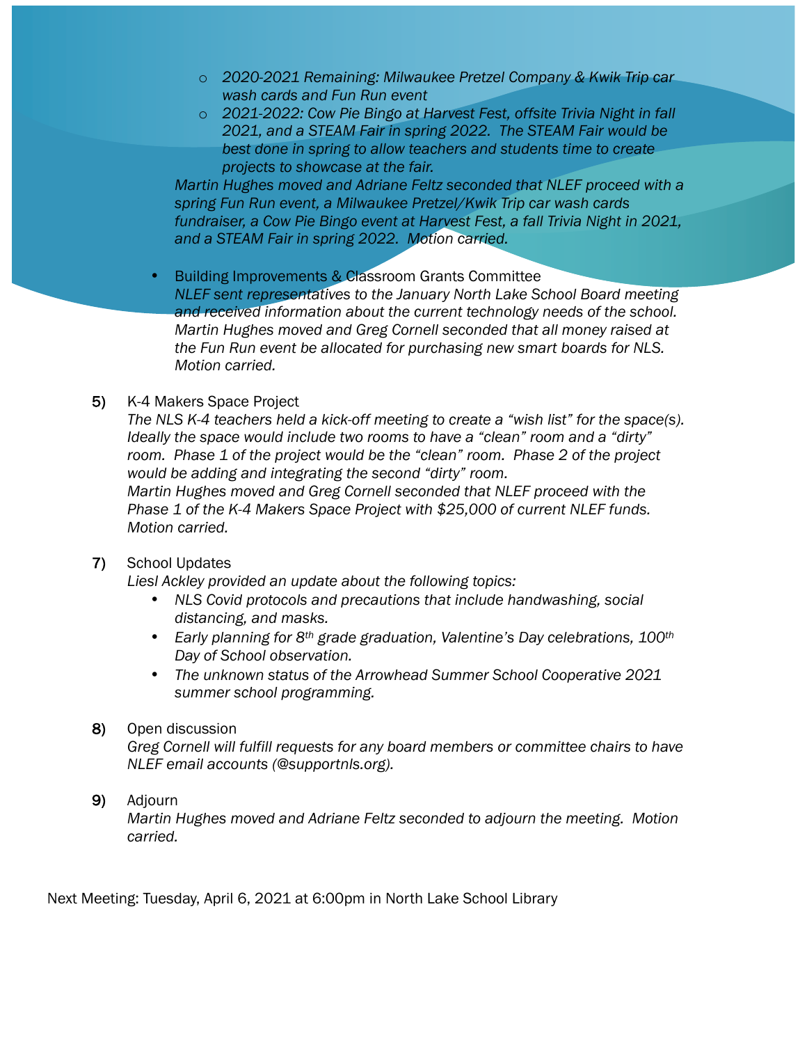- *2020-2021 Remaining: Milwaukee Pretzel Company & Kwik Trip car wash cards and Fun Run event*
  - *2021-2022: Cow Pie Bingo at Harvest Fest, offsite Trivia Night in fall 2021, and a STEAM Fair in spring 2022. The STEAM Fair would be best done in spring to allow teachers and students time to create projects to showcase at the fair.*

  *Martin Hughes moved and Adriane Feltz seconded that NLEF proceed with a spring Fun Run event, a Milwaukee Pretzel/Kwik Trip car wash cards fundraiser, a Cow Pie Bingo event at Harvest Fest, a fall Trivia Night in 2021, and a STEAM Fair in spring 2022. Motion carried.*

- Building Improvements & Classroom Grants Committee
  *NLEF sent representatives to the January North Lake School Board meeting and received information about the current technology needs of the school. Martin Hughes moved and Greg Cornell seconded that all money raised at the Fun Run event be allocated for purchasing new smart boards for NLS. Motion carried.*

5) K-4 Makers Space Project
*The NLS K-4 teachers held a kick-off meeting to create a "wish list" for the space(s). Ideally the space would include two rooms to have a "clean" room and a "dirty" room. Phase 1 of the project would be the "clean" room. Phase 2 of the project would be adding and integrating the second "dirty" room.*
*Martin Hughes moved and Greg Cornell seconded that NLEF proceed with the Phase 1 of the K-4 Makers Space Project with $25,000 of current NLEF funds. Motion carried.*

7) School Updates
*Liesl Ackley provided an update about the following topics:*
- *NLS Covid protocols and precautions that include handwashing, social distancing, and masks.*
- *Early planning for 8th grade graduation, Valentine's Day celebrations, 100th Day of School observation.*
- *The unknown status of the Arrowhead Summer School Cooperative 2021 summer school programming.*

8) Open discussion
*Greg Cornell will fulfill requests for any board members or committee chairs to have NLEF email accounts (@supportnls.org).*

9) Adjourn
*Martin Hughes moved and Adriane Feltz seconded to adjourn the meeting. Motion carried.*

Next Meeting: Tuesday, April 6, 2021 at 6:00pm in North Lake School Library